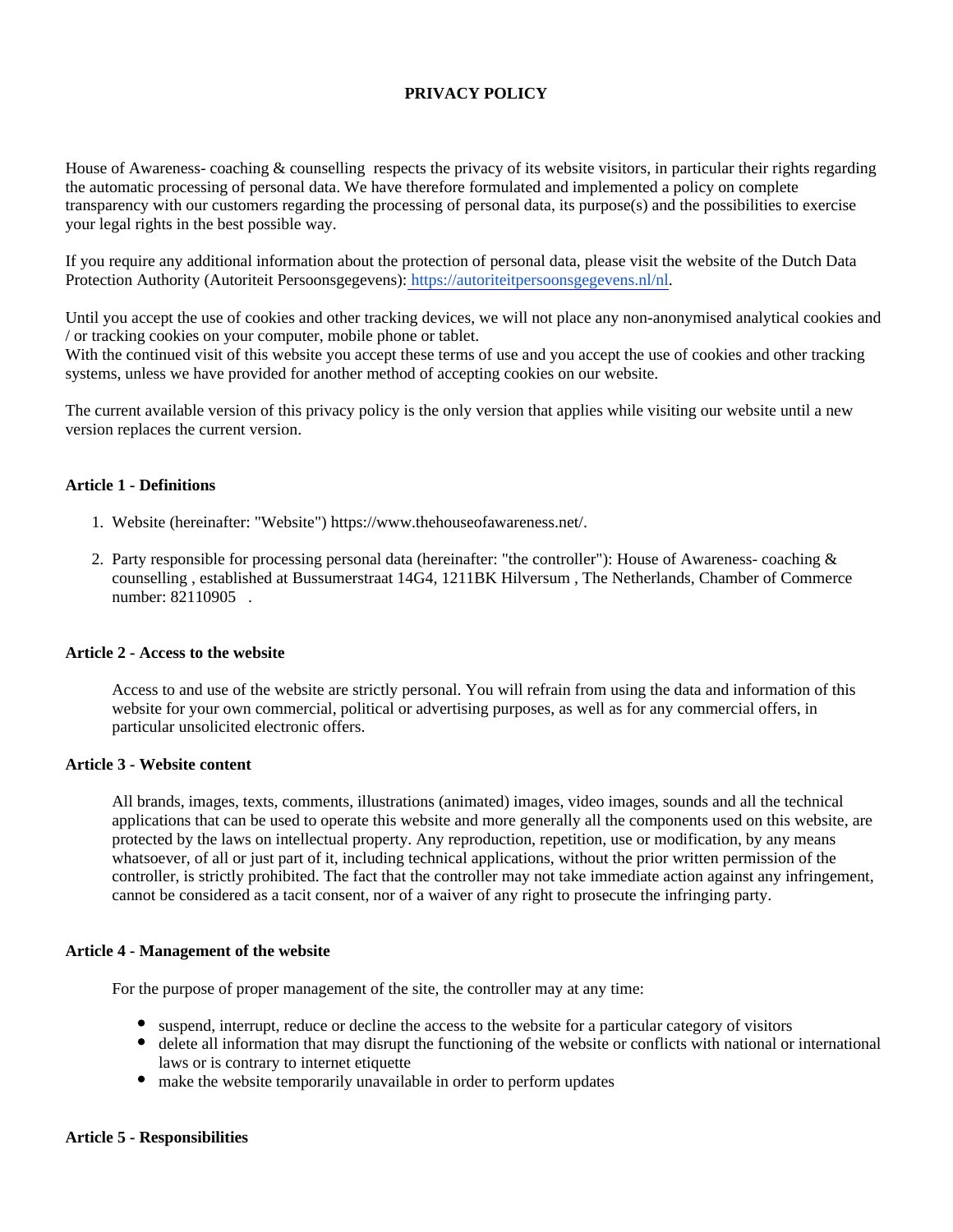# PRIVACY POLICY

House of Awareness- coaching & counselling respects the privacy of its website visitors, in particular their rights regarding the automatic processing of personal data. We have therefore formulated and implemented a policy on complete transparency with our customers regarding the processing of personal data, its purpose(s) and the possibilities to exercise your legal rights in the best possible way.

If you require any additional information about the protection of personal data, please visit the website of the Dutch Data Protection Authority (Autoriteit Persoonsgegevens): https://autoriteitpersoonsgegevens.nl/nl.

Until you accept the use of cookies and other tracking devices, we will not place any non-anonymised analytical cookies and / or tracking cookies on your computer, mobile phone or tablet.
With the continued visit of this website you accept these terms of use and you accept the use of cookies and other tracking systems, unless we have provided for another method of accepting cookies on our website.

The current available version of this privacy policy is the only version that applies while visiting our website until a new version replaces the current version.

### Article 1 - Definitions

1. Website (hereinafter: "Website") https://www.thehouseofawareness.net/.
2. Party responsible for processing personal data (hereinafter: "the controller"): House of Awareness- coaching & counselling , established at Bussumerstraat 14G4, 1211BK Hilversum , The Netherlands, Chamber of Commerce number: 82110905 .

### Article 2 - Access to the website

Access to and use of the website are strictly personal. You will refrain from using the data and information of this website for your own commercial, political or advertising purposes, as well as for any commercial offers, in particular unsolicited electronic offers.

### Article 3 - Website content

All brands, images, texts, comments, illustrations (animated) images, video images, sounds and all the technical applications that can be used to operate this website and more generally all the components used on this website, are protected by the laws on intellectual property. Any reproduction, repetition, use or modification, by any means whatsoever, of all or just part of it, including technical applications, without the prior written permission of the controller, is strictly prohibited. The fact that the controller may not take immediate action against any infringement, cannot be considered as a tacit consent, nor of a waiver of any right to prosecute the infringing party.

### Article 4 - Management of the website

For the purpose of proper management of the site, the controller may at any time:

- suspend, interrupt, reduce or decline the access to the website for a particular category of visitors
- delete all information that may disrupt the functioning of the website or conflicts with national or international laws or is contrary to internet etiquette
- make the website temporarily unavailable in order to perform updates

### Article 5 - Responsibilities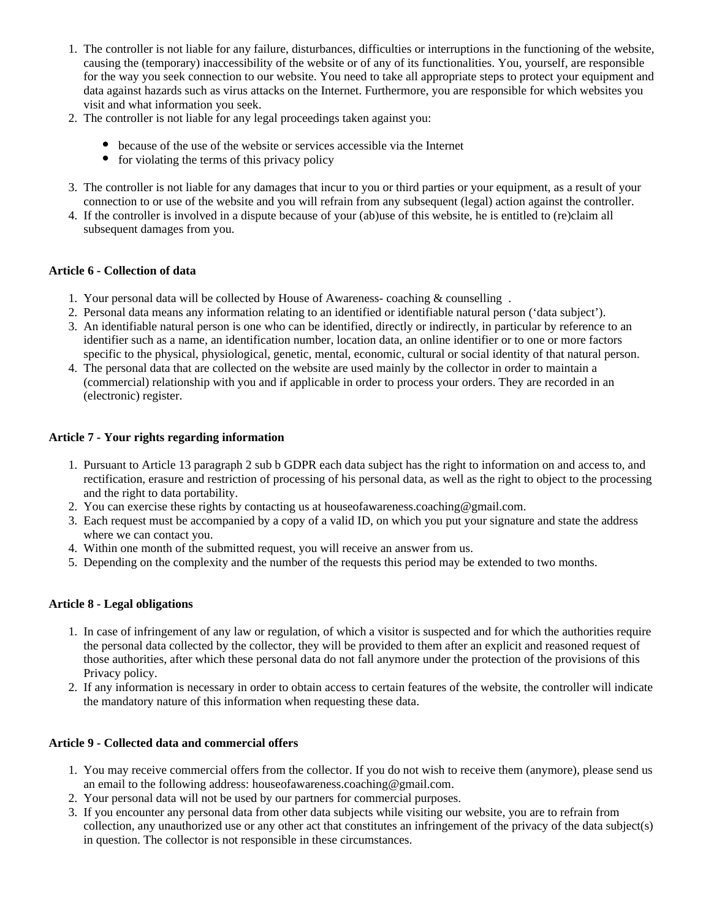1. The controller is not liable for any failure, disturbances, difficulties or interruptions in the functioning of the website, causing the (temporary) inaccessibility of the website or of any of its functionalities. You, yourself, are responsible for the way you seek connection to our website. You need to take all appropriate steps to protect your equipment and data against hazards such as virus attacks on the Internet. Furthermore, you are responsible for which websites you visit and what information you seek.
2. The controller is not liable for any legal proceedings taken against you:
   - because of the use of the website or services accessible via the Internet
   - for violating the terms of this privacy policy
3. The controller is not liable for any damages that incur to you or third parties or your equipment, as a result of your connection to or use of the website and you will refrain from any subsequent (legal) action against the controller.
4. If the controller is involved in a dispute because of your (ab)use of this website, he is entitled to (re)claim all subsequent damages from you.

**Article 6 - Collection of data**

1. Your personal data will be collected by House of Awareness- coaching & counselling .
2. Personal data means any information relating to an identified or identifiable natural person ('data subject').
3. An identifiable natural person is one who can be identified, directly or indirectly, in particular by reference to an identifier such as a name, an identification number, location data, an online identifier or to one or more factors specific to the physical, physiological, genetic, mental, economic, cultural or social identity of that natural person.
4. The personal data that are collected on the website are used mainly by the collector in order to maintain a (commercial) relationship with you and if applicable in order to process your orders. They are recorded in an (electronic) register.

**Article 7 - Your rights regarding information**

1. Pursuant to Article 13 paragraph 2 sub b GDPR each data subject has the right to information on and access to, and rectification, erasure and restriction of processing of his personal data, as well as the right to object to the processing and the right to data portability.
2. You can exercise these rights by contacting us at houseofawareness.coaching@gmail.com.
3. Each request must be accompanied by a copy of a valid ID, on which you put your signature and state the address where we can contact you.
4. Within one month of the submitted request, you will receive an answer from us.
5. Depending on the complexity and the number of the requests this period may be extended to two months.

**Article 8 - Legal obligations**

1. In case of infringement of any law or regulation, of which a visitor is suspected and for which the authorities require the personal data collected by the collector, they will be provided to them after an explicit and reasoned request of those authorities, after which these personal data do not fall anymore under the protection of the provisions of this Privacy policy.
2. If any information is necessary in order to obtain access to certain features of the website, the controller will indicate the mandatory nature of this information when requesting these data.

**Article 9 - Collected data and commercial offers**

1. You may receive commercial offers from the collector. If you do not wish to receive them (anymore), please send us an email to the following address: houseofawareness.coaching@gmail.com.
2. Your personal data will not be used by our partners for commercial purposes.
3. If you encounter any personal data from other data subjects while visiting our website, you are to refrain from collection, any unauthorized use or any other act that constitutes an infringement of the privacy of the data subject(s) in question. The collector is not responsible in these circumstances.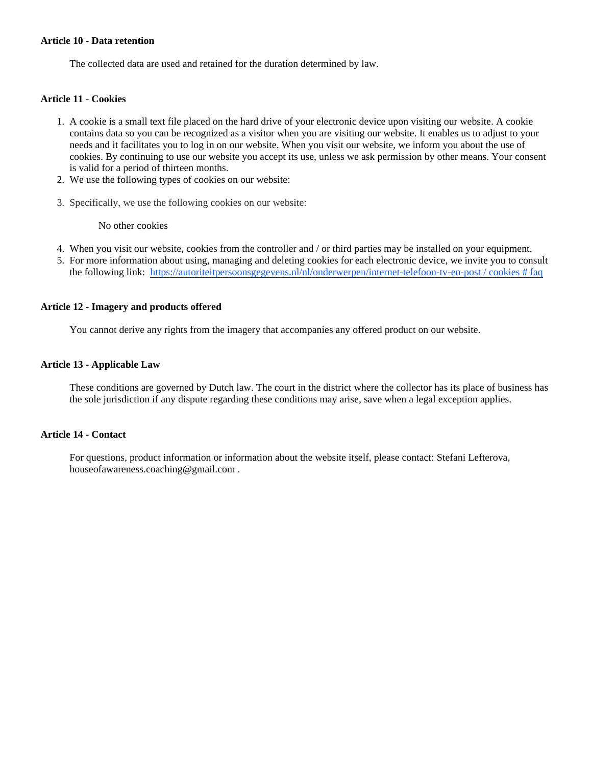**Article 10 - Data retention**

The collected data are used and retained for the duration determined by law.

**Article 11 - Cookies**

1. A cookie is a small text file placed on the hard drive of your electronic device upon visiting our website. A cookie contains data so you can be recognized as a visitor when you are visiting our website. It enables us to adjust to your needs and it facilitates you to log in on our website. When you visit our website, we inform you about the use of cookies. By continuing to use our website you accept its use, unless we ask permission by other means. Your consent is valid for a period of thirteen months.
2. We use the following types of cookies on our website:
3. Specifically, we use the following cookies on our website:

    No other cookies

4. When you visit our website, cookies from the controller and / or third parties may be installed on your equipment.
5. For more information about using, managing and deleting cookies for each electronic device, we invite you to consult the following link: https://autoriteitpersoonsgegevens.nl/nl/onderwerpen/internet-telefoon-tv-en-post / cookies # faq

**Article 12 - Imagery and products offered**

You cannot derive any rights from the imagery that accompanies any offered product on our website.

**Article 13 - Applicable Law**

These conditions are governed by Dutch law. The court in the district where the collector has its place of business has the sole jurisdiction if any dispute regarding these conditions may arise, save when a legal exception applies.

**Article 14 - Contact**

For questions, product information or information about the website itself, please contact: Stefani Lefterova, houseofawareness.coaching@gmail.com .